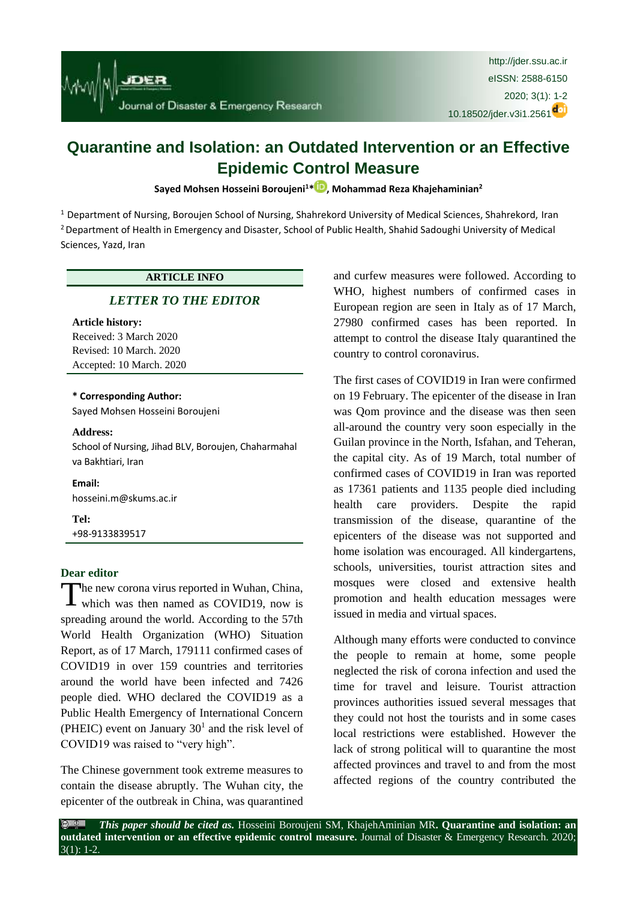# Quarantine and Isolation: an Outdated Intervention or an Effective Epidemic Control Measure

**Sayed Mohsen Hosseini Boroujeni[1]*, Mohammad Reza Khajehaminian[2]**

[1] Department of Nursing, Boroujen School of Nursing, Shahrekord University of Medical Sciences, Shahrekord, Iran
[2] Department of Health in Emergency and Disaster, School of Public Health, Shahid Sadoughi University of Medical Sciences, Yazd, Iran

**ARTICLE INFO**

*LETTER TO THE EDITOR*

**Article history:**
Received: 3 March 2020
Revised: 10 March. 2020
Accepted: 10 March. 2020

**\* Corresponding Author:**
Sayed Mohsen Hosseini Boroujeni

**Address:**
School of Nursing, Jihad BLV, Boroujen, Chaharmahal va Bakhtiari, Iran

**Email:**
hosseini.m@skums.ac.ir

**Tel:**
+98-9133839517

## Dear editor

The new corona virus reported in Wuhan, China, which was then named as COVID19, now is spreading around the world. According to the 57th World Health Organization (WHO) Situation Report, as of 17 March, 179111 confirmed cases of COVID19 in over 159 countries and territories around the world have been infected and 7426 people died. WHO declared the COVID19 as a Public Health Emergency of International Concern (PHEIC) event on January 30[1] and the risk level of COVID19 was raised to "very high".

The Chinese government took extreme measures to contain the disease abruptly. The Wuhan city, the epicenter of the outbreak in China, was quarantined and curfew measures were followed. According to WHO, highest numbers of confirmed cases in European region are seen in Italy as of 17 March, 27980 confirmed cases has been reported. In attempt to control the disease Italy quarantined the country to control coronavirus.

The first cases of COVID19 in Iran were confirmed on 19 February. The epicenter of the disease in Iran was Qom province and the disease was then seen all-around the country very soon especially in the Guilan province in the North, Isfahan, and Teheran, the capital city. As of 19 March, total number of confirmed cases of COVID19 in Iran was reported as 17361 patients and 1135 people died including health care providers. Despite the rapid transmission of the disease, quarantine of the epicenters of the disease was not supported and home isolation was encouraged. All kindergartens, schools, universities, tourist attraction sites and mosques were closed and extensive health promotion and health education messages were issued in media and virtual spaces.

Although many efforts were conducted to convince the people to remain at home, some people neglected the risk of corona infection and used the time for travel and leisure. Tourist attraction provinces authorities issued several messages that they could not host the tourists and in some cases local restrictions were established. However the lack of strong political will to quarantine the most affected provinces and travel to and from the most affected regions of the country contributed the

***This paper should be cited as.*** Hosseini Boroujeni SM, KhajehAminian MR**. Quarantine and isolation: an outdated intervention or an effective epidemic control measure.** Journal of Disaster & Emergency Research. 2020; 3(1): 1-2.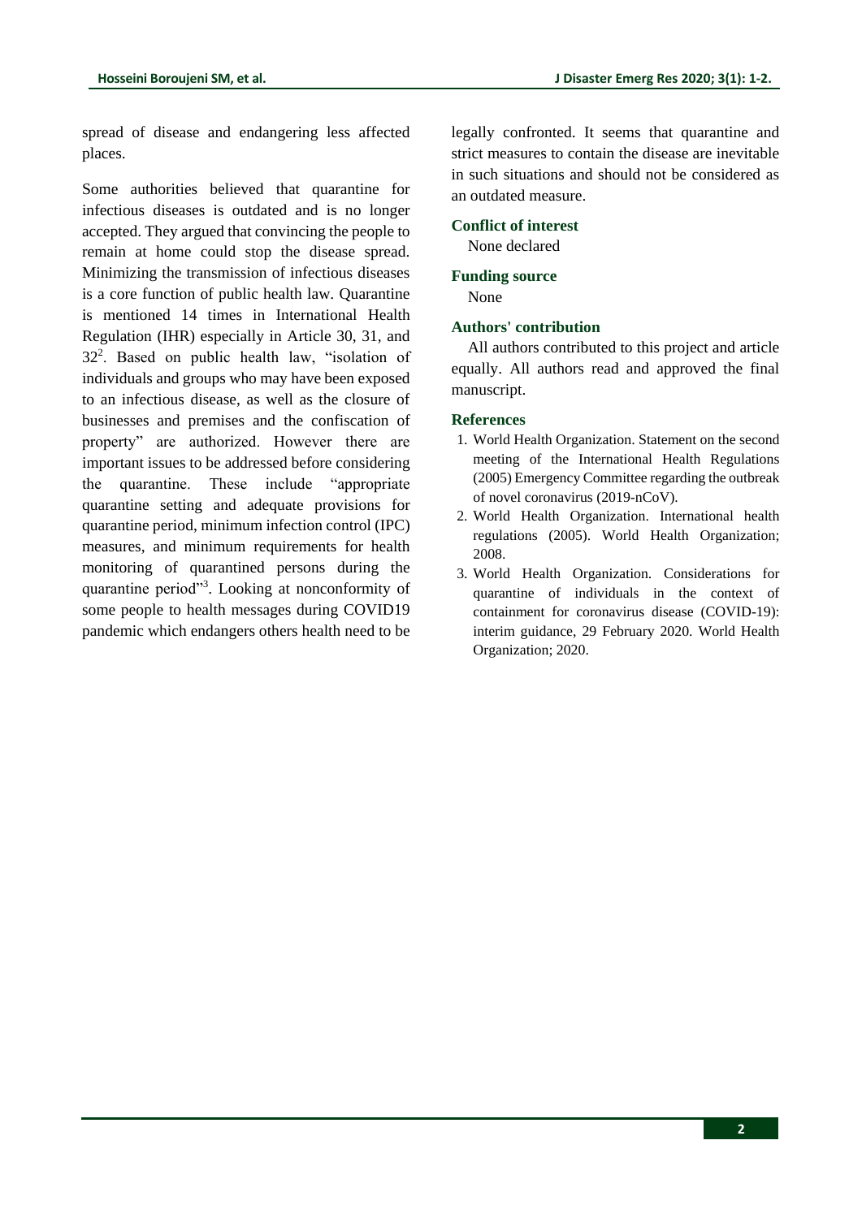spread of disease and endangering less affected places.

Some authorities believed that quarantine for infectious diseases is outdated and is no longer accepted. They argued that convincing the people to remain at home could stop the disease spread. Minimizing the transmission of infectious diseases is a core function of public health law. Quarantine is mentioned 14 times in International Health Regulation (IHR) especially in Article 30, 31, and 32[2]. Based on public health law, "isolation of individuals and groups who may have been exposed to an infectious disease, as well as the closure of businesses and premises and the confiscation of property" are authorized. However there are important issues to be addressed before considering the quarantine. These include "appropriate quarantine setting and adequate provisions for quarantine period, minimum infection control (IPC) measures, and minimum requirements for health monitoring of quarantined persons during the quarantine period"[3]. Looking at nonconformity of some people to health messages during COVID19 pandemic which endangers others health need to be legally confronted. It seems that quarantine and strict measures to contain the disease are inevitable in such situations and should not be considered as an outdated measure.

## Conflict of interest

None declared

## Funding source

None

## Authors' contribution

All authors contributed to this project and article equally. All authors read and approved the final manuscript.

## References

1. World Health Organization. Statement on the second meeting of the International Health Regulations (2005) Emergency Committee regarding the outbreak of novel coronavirus (2019-nCoV).
2. World Health Organization. International health regulations (2005). World Health Organization; 2008.
3. World Health Organization. Considerations for quarantine of individuals in the context of containment for coronavirus disease (COVID-19): interim guidance, 29 February 2020. World Health Organization; 2020.